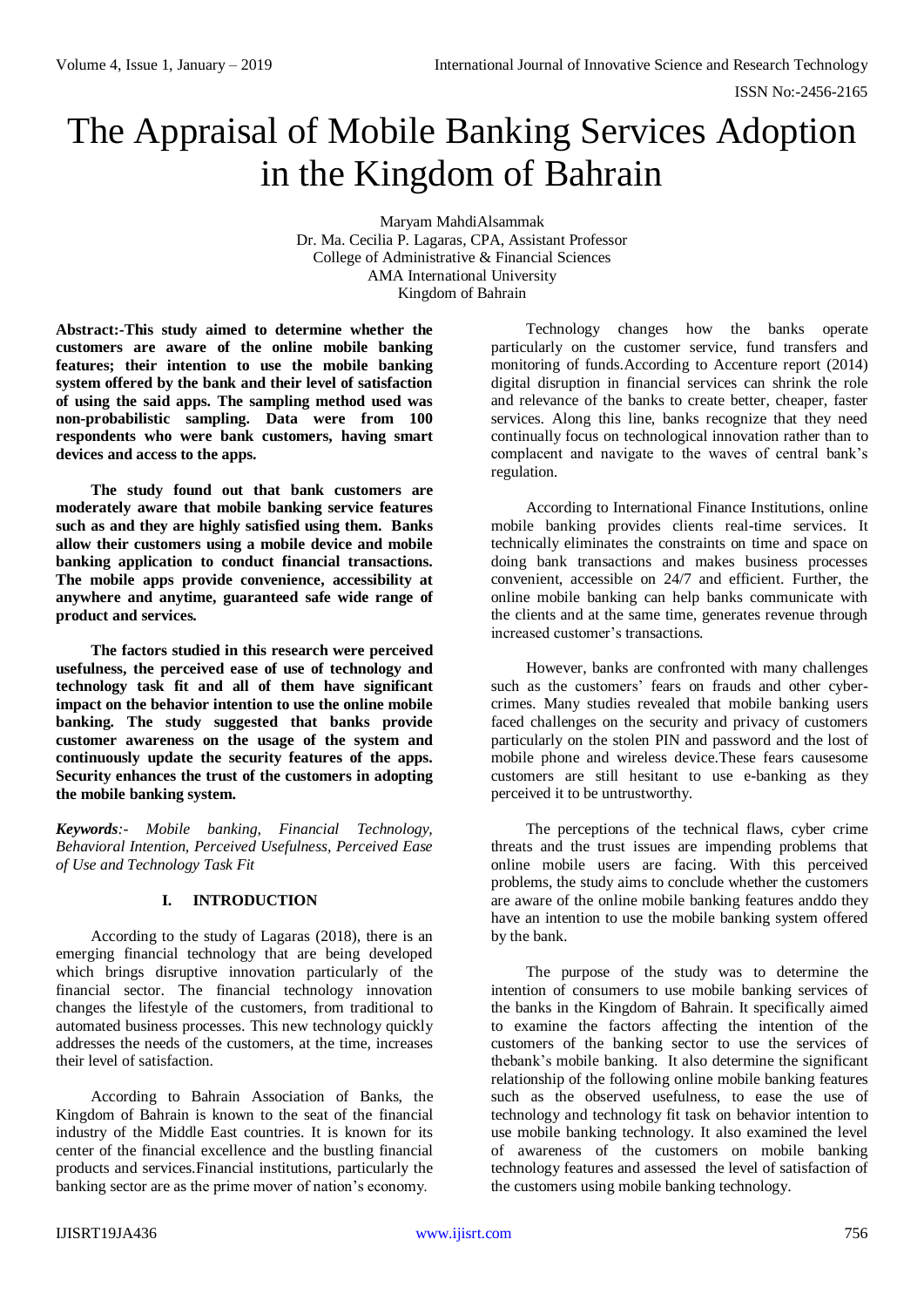# The Appraisal of Mobile Banking Services Adoption in the Kingdom of Bahrain

Maryam MahdiAlsammak
Dr. Ma. Cecilia P. Lagaras, CPA, Assistant Professor
College of Administrative & Financial Sciences
AMA International University
Kingdom of Bahrain

**Abstract:-This study aimed to determine whether the customers are aware of the online mobile banking features; their intention to use the mobile banking system offered by the bank and their level of satisfaction of using the said apps. The sampling method used was non-probabilistic sampling. Data were from 100 respondents who were bank customers, having smart devices and access to the apps.**

**The study found out that bank customers are moderately aware that mobile banking service features such as and they are highly satisfied using them. Banks allow their customers using a mobile device and mobile banking application to conduct financial transactions. The mobile apps provide convenience, accessibility at anywhere and anytime, guaranteed safe wide range of product and services.**

**The factors studied in this research were perceived usefulness, the perceived ease of use of technology and technology task fit and all of them have significant impact on the behavior intention to use the online mobile banking. The study suggested that banks provide customer awareness on the usage of the system and continuously update the security features of the apps. Security enhances the trust of the customers in adopting the mobile banking system.**

***Keywords**:- Mobile banking, Financial Technology, Behavioral Intention, Perceived Usefulness, Perceived Ease of Use and Technology Task Fit*

## I. INTRODUCTION

According to the study of Lagaras (2018), there is an emerging financial technology that are being developed which brings disruptive innovation particularly of the financial sector. The financial technology innovation changes the lifestyle of the customers, from traditional to automated business processes. This new technology quickly addresses the needs of the customers, at the time, increases their level of satisfaction.

According to Bahrain Association of Banks, the Kingdom of Bahrain is known to the seat of the financial industry of the Middle East countries. It is known for its center of the financial excellence and the bustling financial products and services.Financial institutions, particularly the banking sector are as the prime mover of nation's economy.

Technology changes how the banks operate particularly on the customer service, fund transfers and monitoring of funds.According to Accenture report (2014) digital disruption in financial services can shrink the role and relevance of the banks to create better, cheaper, faster services. Along this line, banks recognize that they need continually focus on technological innovation rather than to complacent and navigate to the waves of central bank's regulation.

According to International Finance Institutions, online mobile banking provides clients real-time services. It technically eliminates the constraints on time and space on doing bank transactions and makes business processes convenient, accessible on 24/7 and efficient. Further, the online mobile banking can help banks communicate with the clients and at the same time, generates revenue through increased customer's transactions.

However, banks are confronted with many challenges such as the customers' fears on frauds and other cyber-crimes. Many studies revealed that mobile banking users faced challenges on the security and privacy of customers particularly on the stolen PIN and password and the lost of mobile phone and wireless device.These fears causesome customers are still hesitant to use e-banking as they perceived it to be untrustworthy.

The perceptions of the technical flaws, cyber crime threats and the trust issues are impending problems that online mobile users are facing. With this perceived problems, the study aims to conclude whether the customers are aware of the online mobile banking features anddo they have an intention to use the mobile banking system offered by the bank.

The purpose of the study was to determine the intention of consumers to use mobile banking services of the banks in the Kingdom of Bahrain. It specifically aimed to examine the factors affecting the intention of the customers of the banking sector to use the services of thebank's mobile banking. It also determine the significant relationship of the following online mobile banking features such as the observed usefulness, to ease the use of technology and technology fit task on behavior intention to use mobile banking technology. It also examined the level of awareness of the customers on mobile banking technology features and assessed the level of satisfaction of the customers using mobile banking technology.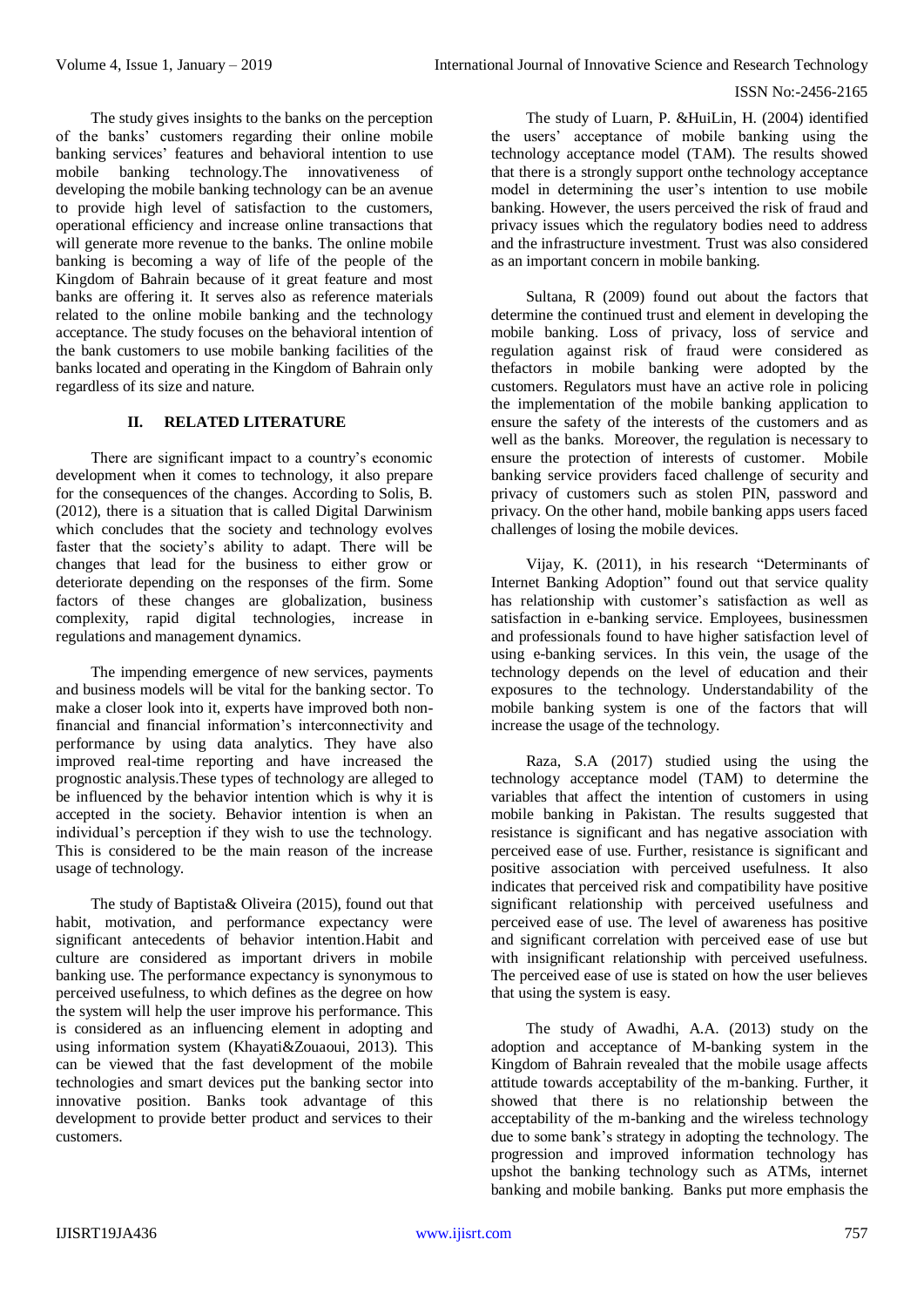The study gives insights to the banks on the perception of the banks' customers regarding their online mobile banking services' features and behavioral intention to use mobile banking technology.The innovativeness of developing the mobile banking technology can be an avenue to provide high level of satisfaction to the customers, operational efficiency and increase online transactions that will generate more revenue to the banks. The online mobile banking is becoming a way of life of the people of the Kingdom of Bahrain because of it great feature and most banks are offering it. It serves also as reference materials related to the online mobile banking and the technology acceptance. The study focuses on the behavioral intention of the bank customers to use mobile banking facilities of the banks located and operating in the Kingdom of Bahrain only regardless of its size and nature.

## II. RELATED LITERATURE

There are significant impact to a country's economic development when it comes to technology, it also prepare for the consequences of the changes. According to Solis, B. (2012), there is a situation that is called Digital Darwinism which concludes that the society and technology evolves faster that the society's ability to adapt. There will be changes that lead for the business to either grow or deteriorate depending on the responses of the firm. Some factors of these changes are globalization, business complexity, rapid digital technologies, increase in regulations and management dynamics.

The impending emergence of new services, payments and business models will be vital for the banking sector. To make a closer look into it, experts have improved both non-financial and financial information's interconnectivity and performance by using data analytics. They have also improved real-time reporting and have increased the prognostic analysis.These types of technology are alleged to be influenced by the behavior intention which is why it is accepted in the society. Behavior intention is when an individual's perception if they wish to use the technology. This is considered to be the main reason of the increase usage of technology.

The study of Baptista& Oliveira (2015), found out that habit, motivation, and performance expectancy were significant antecedents of behavior intention.Habit and culture are considered as important drivers in mobile banking use. The performance expectancy is synonymous to perceived usefulness, to which defines as the degree on how the system will help the user improve his performance. This is considered as an influencing element in adopting and using information system (Khayati&Zouaoui, 2013). This can be viewed that the fast development of the mobile technologies and smart devices put the banking sector into innovative position. Banks took advantage of this development to provide better product and services to their customers.

The study of Luarn, P. &HuiLin, H. (2004) identified the users' acceptance of mobile banking using the technology acceptance model (TAM). The results showed that there is a strongly support onthe technology acceptance model in determining the user's intention to use mobile banking. However, the users perceived the risk of fraud and privacy issues which the regulatory bodies need to address and the infrastructure investment. Trust was also considered as an important concern in mobile banking.

Sultana, R (2009) found out about the factors that determine the continued trust and element in developing the mobile banking. Loss of privacy, loss of service and regulation against risk of fraud were considered as thefactors in mobile banking were adopted by the customers. Regulators must have an active role in policing the implementation of the mobile banking application to ensure the safety of the interests of the customers and as well as the banks. Moreover, the regulation is necessary to ensure the protection of interests of customer. Mobile banking service providers faced challenge of security and privacy of customers such as stolen PIN, password and privacy. On the other hand, mobile banking apps users faced challenges of losing the mobile devices.

Vijay, K. (2011), in his research "Determinants of Internet Banking Adoption" found out that service quality has relationship with customer's satisfaction as well as satisfaction in e-banking service. Employees, businessmen and professionals found to have higher satisfaction level of using e-banking services. In this vein, the usage of the technology depends on the level of education and their exposures to the technology. Understandability of the mobile banking system is one of the factors that will increase the usage of the technology.

Raza, S.A (2017) studied using the using the technology acceptance model (TAM) to determine the variables that affect the intention of customers in using mobile banking in Pakistan. The results suggested that resistance is significant and has negative association with perceived ease of use. Further, resistance is significant and positive association with perceived usefulness. It also indicates that perceived risk and compatibility have positive significant relationship with perceived usefulness and perceived ease of use. The level of awareness has positive and significant correlation with perceived ease of use but with insignificant relationship with perceived usefulness. The perceived ease of use is stated on how the user believes that using the system is easy.

The study of Awadhi, A.A. (2013) study on the adoption and acceptance of M-banking system in the Kingdom of Bahrain revealed that the mobile usage affects attitude towards acceptability of the m-banking. Further, it showed that there is no relationship between the acceptability of the m-banking and the wireless technology due to some bank's strategy in adopting the technology. The progression and improved information technology has upshot the banking technology such as ATMs, internet banking and mobile banking. Banks put more emphasis the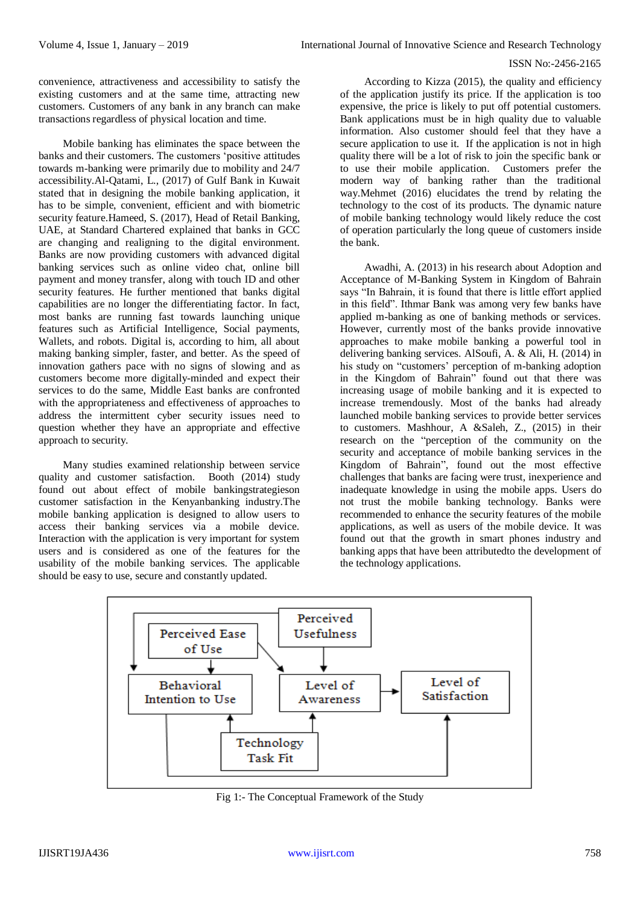convenience, attractiveness and accessibility to satisfy the existing customers and at the same time, attracting new customers. Customers of any bank in any branch can make transactions regardless of physical location and time.

Mobile banking has eliminates the space between the banks and their customers. The customers 'positive attitudes towards m-banking were primarily due to mobility and 24/7 accessibility.Al-Qatami, L., (2017) of Gulf Bank in Kuwait stated that in designing the mobile banking application, it has to be simple, convenient, efficient and with biometric security feature.Hameed, S. (2017), Head of Retail Banking, UAE, at Standard Chartered explained that banks in GCC are changing and realigning to the digital environment. Banks are now providing customers with advanced digital banking services such as online video chat, online bill payment and money transfer, along with touch ID and other security features. He further mentioned that banks digital capabilities are no longer the differentiating factor. In fact, most banks are running fast towards launching unique features such as Artificial Intelligence, Social payments, Wallets, and robots. Digital is, according to him, all about making banking simpler, faster, and better. As the speed of innovation gathers pace with no signs of slowing and as customers become more digitally-minded and expect their services to do the same, Middle East banks are confronted with the appropriateness and effectiveness of approaches to address the intermittent cyber security issues need to question whether they have an appropriate and effective approach to security.

Many studies examined relationship between service quality and customer satisfaction. Booth (2014) study found out about effect of mobile bankingstrategieson customer satisfaction in the Kenyanbanking industry.The mobile banking application is designed to allow users to access their banking services via a mobile device. Interaction with the application is very important for system users and is considered as one of the features for the usability of the mobile banking services. The applicable should be easy to use, secure and constantly updated.

According to Kizza (2015), the quality and efficiency of the application justify its price. If the application is too expensive, the price is likely to put off potential customers. Bank applications must be in high quality due to valuable information. Also customer should feel that they have a secure application to use it. If the application is not in high quality there will be a lot of risk to join the specific bank or to use their mobile application. Customers prefer the modern way of banking rather than the traditional way.Mehmet (2016) elucidates the trend by relating the technology to the cost of its products. The dynamic nature of mobile banking technology would likely reduce the cost of operation particularly the long queue of customers inside the bank.

Awadhi, A. (2013) in his research about Adoption and Acceptance of M-Banking System in Kingdom of Bahrain says "In Bahrain, it is found that there is little effort applied in this field". Ithmar Bank was among very few banks have applied m-banking as one of banking methods or services. However, currently most of the banks provide innovative approaches to make mobile banking a powerful tool in delivering banking services. AlSoufi, A. & Ali, H. (2014) in his study on "customers' perception of m-banking adoption in the Kingdom of Bahrain" found out that there was increasing usage of mobile banking and it is expected to increase tremendously. Most of the banks had already launched mobile banking services to provide better services to customers. Mashhour, A &Saleh, Z., (2015) in their research on the "perception of the community on the security and acceptance of mobile banking services in the Kingdom of Bahrain", found out the most effective challenges that banks are facing were trust, inexperience and inadequate knowledge in using the mobile apps. Users do not trust the mobile banking technology. Banks were recommended to enhance the security features of the mobile applications, as well as users of the mobile device. It was found out that the growth in smart phones industry and banking apps that have been attributedto the development of the technology applications.

Fig 1:- The Conceptual Framework of the Study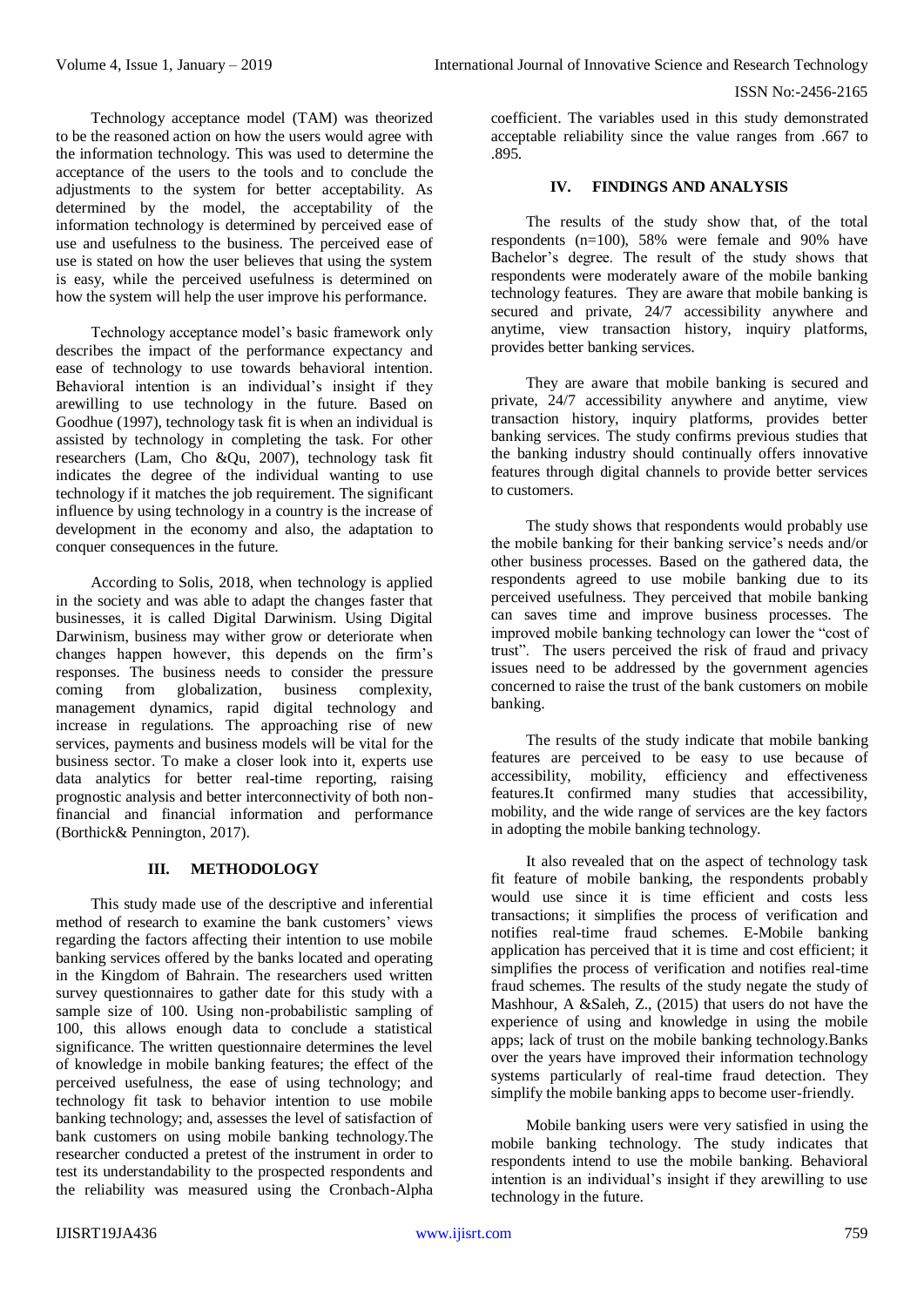Technology acceptance model (TAM) was theorized to be the reasoned action on how the users would agree with the information technology. This was used to determine the acceptance of the users to the tools and to conclude the adjustments to the system for better acceptability. As determined by the model, the acceptability of the information technology is determined by perceived ease of use and usefulness to the business. The perceived ease of use is stated on how the user believes that using the system is easy, while the perceived usefulness is determined on how the system will help the user improve his performance.

Technology acceptance model's basic framework only describes the impact of the performance expectancy and ease of technology to use towards behavioral intention. Behavioral intention is an individual's insight if they arewilling to use technology in the future. Based on Goodhue (1997), technology task fit is when an individual is assisted by technology in completing the task. For other researchers (Lam, Cho &Qu, 2007), technology task fit indicates the degree of the individual wanting to use technology if it matches the job requirement. The significant influence by using technology in a country is the increase of development in the economy and also, the adaptation to conquer consequences in the future.

According to Solis, 2018, when technology is applied in the society and was able to adapt the changes faster that businesses, it is called Digital Darwinism. Using Digital Darwinism, business may wither grow or deteriorate when changes happen however, this depends on the firm's responses. The business needs to consider the pressure coming from globalization, business complexity, management dynamics, rapid digital technology and increase in regulations. The approaching rise of new services, payments and business models will be vital for the business sector. To make a closer look into it, experts use data analytics for better real-time reporting, raising prognostic analysis and better interconnectivity of both non-financial and financial information and performance (Borthick& Pennington, 2017).

## III. METHODOLOGY

This study made use of the descriptive and inferential method of research to examine the bank customers' views regarding the factors affecting their intention to use mobile banking services offered by the banks located and operating in the Kingdom of Bahrain. The researchers used written survey questionnaires to gather date for this study with a sample size of 100. Using non-probabilistic sampling of 100, this allows enough data to conclude a statistical significance. The written questionnaire determines the level of knowledge in mobile banking features; the effect of the perceived usefulness, the ease of using technology; and technology fit task to behavior intention to use mobile banking technology; and, assesses the level of satisfaction of bank customers on using mobile banking technology.The researcher conducted a pretest of the instrument in order to test its understandability to the prospected respondents and the reliability was measured using the Cronbach-Alpha coefficient. The variables used in this study demonstrated acceptable reliability since the value ranges from .667 to .895.

## IV. FINDINGS AND ANALYSIS

The results of the study show that, of the total respondents (n=100), 58% were female and 90% have Bachelor's degree. The result of the study shows that respondents were moderately aware of the mobile banking technology features. They are aware that mobile banking is secured and private, 24/7 accessibility anywhere and anytime, view transaction history, inquiry platforms, provides better banking services.

They are aware that mobile banking is secured and private, 24/7 accessibility anywhere and anytime, view transaction history, inquiry platforms, provides better banking services. The study confirms previous studies that the banking industry should continually offers innovative features through digital channels to provide better services to customers.

The study shows that respondents would probably use the mobile banking for their banking service's needs and/or other business processes. Based on the gathered data, the respondents agreed to use mobile banking due to its perceived usefulness. They perceived that mobile banking can saves time and improve business processes. The improved mobile banking technology can lower the "cost of trust". The users perceived the risk of fraud and privacy issues need to be addressed by the government agencies concerned to raise the trust of the bank customers on mobile banking.

The results of the study indicate that mobile banking features are perceived to be easy to use because of accessibility, mobility, efficiency and effectiveness features.It confirmed many studies that accessibility, mobility, and the wide range of services are the key factors in adopting the mobile banking technology.

It also revealed that on the aspect of technology task fit feature of mobile banking, the respondents probably would use since it is time efficient and costs less transactions; it simplifies the process of verification and notifies real-time fraud schemes. E-Mobile banking application has perceived that it is time and cost efficient; it simplifies the process of verification and notifies real-time fraud schemes. The results of the study negate the study of Mashhour, A &Saleh, Z., (2015) that users do not have the experience of using and knowledge in using the mobile apps; lack of trust on the mobile banking technology.Banks over the years have improved their information technology systems particularly of real-time fraud detection. They simplify the mobile banking apps to become user-friendly.

Mobile banking users were very satisfied in using the mobile banking technology. The study indicates that respondents intend to use the mobile banking. Behavioral intention is an individual's insight if they arewilling to use technology in the future.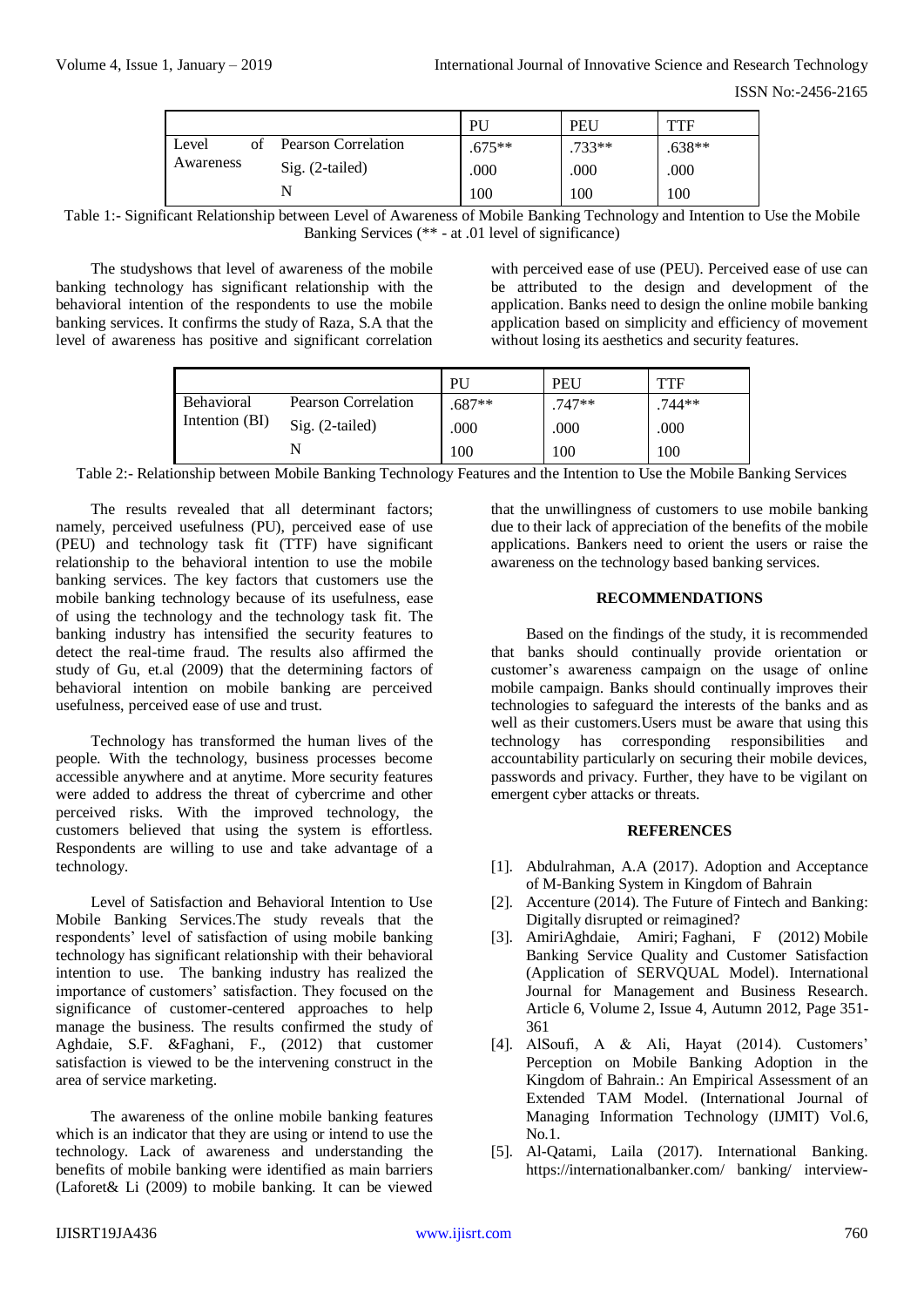| | | PU | PEU | TTF |
|---|---|---|---|---|
| Level of Awareness | Pearson Correlation | .675** | .733** | .638** |
| | Sig. (2-tailed) | .000 | .000 | .000 |
| | N | 100 | 100 | 100 |

Table 1:- Significant Relationship between Level of Awareness of Mobile Banking Technology and Intention to Use the Mobile Banking Services (** - at .01 level of significance)

The studyshows that level of awareness of the mobile banking technology has significant relationship with the behavioral intention of the respondents to use the mobile banking services. It confirms the study of Raza, S.A that the level of awareness has positive and significant correlation with perceived ease of use (PEU). Perceived ease of use can be attributed to the design and development of the application. Banks need to design the online mobile banking application based on simplicity and efficiency of movement without losing its aesthetics and security features.

| | | PU | PEU | TTF |
|---|---|---|---|---|
| Behavioral Intention (BI) | Pearson Correlation | .687** | .747** | .744** |
| | Sig. (2-tailed) | .000 | .000 | .000 |
| | N | 100 | 100 | 100 |

Table 2:- Relationship between Mobile Banking Technology Features and the Intention to Use the Mobile Banking Services

The results revealed that all determinant factors; namely, perceived usefulness (PU), perceived ease of use (PEU) and technology task fit (TTF) have significant relationship to the behavioral intention to use the mobile banking services. The key factors that customers use the mobile banking technology because of its usefulness, ease of using the technology and the technology task fit. The banking industry has intensified the security features to detect the real-time fraud. The results also affirmed the study of Gu, et.al (2009) that the determining factors of behavioral intention on mobile banking are perceived usefulness, perceived ease of use and trust.

Technology has transformed the human lives of the people. With the technology, business processes become accessible anywhere and at anytime. More security features were added to address the threat of cybercrime and other perceived risks. With the improved technology, the customers believed that using the system is effortless. Respondents are willing to use and take advantage of a technology.

Level of Satisfaction and Behavioral Intention to Use Mobile Banking Services.The study reveals that the respondents' level of satisfaction of using mobile banking technology has significant relationship with their behavioral intention to use. The banking industry has realized the importance of customers' satisfaction. They focused on the significance of customer-centered approaches to help manage the business. The results confirmed the study of Aghdaie, S.F. &Faghani, F., (2012) that customer satisfaction is viewed to be the intervening construct in the area of service marketing.

The awareness of the online mobile banking features which is an indicator that they are using or intend to use the technology. Lack of awareness and understanding the benefits of mobile banking were identified as main barriers (Laforet& Li (2009) to mobile banking. It can be viewed that the unwillingness of customers to use mobile banking due to their lack of appreciation of the benefits of the mobile applications. Bankers need to orient the users or raise the awareness on the technology based banking services.

## RECOMMENDATIONS

Based on the findings of the study, it is recommended that banks should continually provide orientation or customer's awareness campaign on the usage of online mobile campaign. Banks should continually improves their technologies to safeguard the interests of the banks and as well as their customers.Users must be aware that using this technology has corresponding responsibilities and accountability particularly on securing their mobile devices, passwords and privacy. Further, they have to be vigilant on emergent cyber attacks or threats.

## REFERENCES

- [1]. Abdulrahman, A.A (2017). Adoption and Acceptance of M-Banking System in Kingdom of Bahrain
- [2]. Accenture (2014). The Future of Fintech and Banking: Digitally disrupted or reimagined?
- [3]. AmiriAghdaie, Amiri; Faghani, F (2012) Mobile Banking Service Quality and Customer Satisfaction (Application of SERVQUAL Model). International Journal for Management and Business Research. Article 6, Volume 2, Issue 4, Autumn 2012, Page 351-361
- [4]. AlSoufi, A & Ali, Hayat (2014). Customers' Perception on Mobile Banking Adoption in the Kingdom of Bahrain.: An Empirical Assessment of an Extended TAM Model. (International Journal of Managing Information Technology (IJMIT) Vol.6, No.1.
- [5]. Al-Qatami, Laila (2017). International Banking. https://internationalbanker.com/ banking/ interview-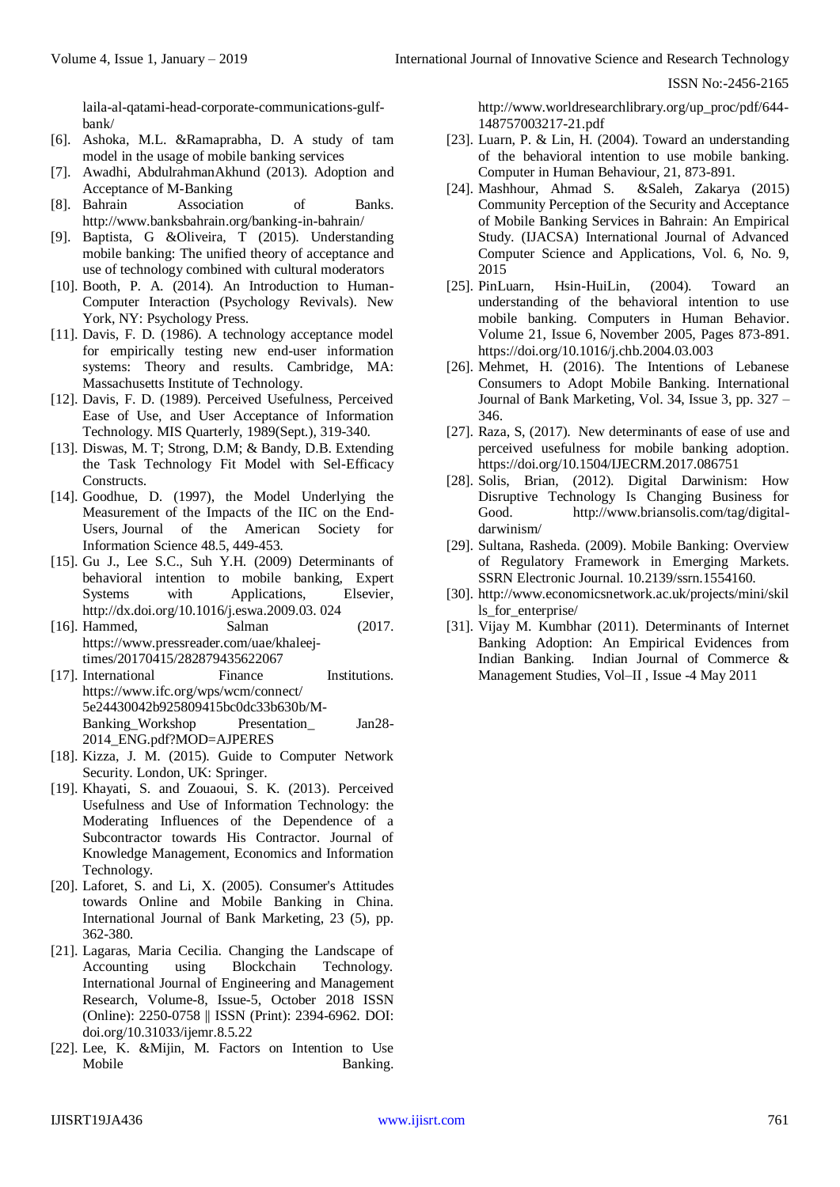laila-al-qatami-head-corporate-communications-gulf-bank/

- [6]. Ashoka, M.L. &Ramaprabha, D. A study of tam model in the usage of mobile banking services
- [7]. Awadhi, AbdulrahmanAkhund (2013). Adoption and Acceptance of M-Banking
- [8]. Bahrain Association of Banks. http://www.banksbahrain.org/banking-in-bahrain/
- [9]. Baptista, G &Oliveira, T (2015). Understanding mobile banking: The unified theory of acceptance and use of technology combined with cultural moderators
- [10]. Booth, P. A. (2014). An Introduction to Human-Computer Interaction (Psychology Revivals). New York, NY: Psychology Press.
- [11]. Davis, F. D. (1986). A technology acceptance model for empirically testing new end-user information systems: Theory and results. Cambridge, MA: Massachusetts Institute of Technology.
- [12]. Davis, F. D. (1989). Perceived Usefulness, Perceived Ease of Use, and User Acceptance of Information Technology. MIS Quarterly, 1989(Sept.), 319-340.
- [13]. Diswas, M. T; Strong, D.M; & Bandy, D.B. Extending the Task Technology Fit Model with Sel-Efficacy Constructs.
- [14]. Goodhue, D. (1997), the Model Underlying the Measurement of the Impacts of the IIC on the End-Users, Journal of the American Society for Information Science 48.5, 449-453.
- [15]. Gu J., Lee S.C., Suh Y.H. (2009) Determinants of behavioral intention to mobile banking, Expert Systems with Applications, Elsevier, http://dx.doi.org/10.1016/j.eswa.2009.03. 024
- [16]. Hammed, Salman (2017. https://www.pressreader.com/uae/khaleej-times/20170415/282879435622067
- [17]. International Finance Institutions. https://www.ifc.org/wps/wcm/connect/5e24430042b925809415bc0dc33b630b/M-Banking_Workshop Presentation_ Jan28-2014_ENG.pdf?MOD=AJPERES
- [18]. Kizza, J. M. (2015). Guide to Computer Network Security. London, UK: Springer.
- [19]. Khayati, S. and Zouaoui, S. K. (2013). Perceived Usefulness and Use of Information Technology: the Moderating Influences of the Dependence of a Subcontractor towards His Contractor. Journal of Knowledge Management, Economics and Information Technology.
- [20]. Laforet, S. and Li, X. (2005). Consumer's Attitudes towards Online and Mobile Banking in China. International Journal of Bank Marketing, 23 (5), pp. 362-380.
- [21]. Lagaras, Maria Cecilia. Changing the Landscape of Accounting using Blockchain Technology. International Journal of Engineering and Management Research, Volume-8, Issue-5, October 2018 ISSN (Online): 2250-0758 || ISSN (Print): 2394-6962. DOI: doi.org/10.31033/ijemr.8.5.22
- [22]. Lee, K. &Mijin, M. Factors on Intention to Use Mobile Banking. http://www.worldresearchlibrary.org/up_proc/pdf/644-148757003217-21.pdf
- [23]. Luarn, P. & Lin, H. (2004). Toward an understanding of the behavioral intention to use mobile banking. Computer in Human Behaviour, 21, 873-891.
- [24]. Mashhour, Ahmad S. &Saleh, Zakarya (2015) Community Perception of the Security and Acceptance of Mobile Banking Services in Bahrain: An Empirical Study. (IJACSA) International Journal of Advanced Computer Science and Applications, Vol. 6, No. 9, 2015
- [25]. PinLuarn, Hsin-HuiLin, (2004). Toward an understanding of the behavioral intention to use mobile banking. Computers in Human Behavior. Volume 21, Issue 6, November 2005, Pages 873-891. https://doi.org/10.1016/j.chb.2004.03.003
- [26]. Mehmet, H. (2016). The Intentions of Lebanese Consumers to Adopt Mobile Banking. International Journal of Bank Marketing, Vol. 34, Issue 3, pp. 327 – 346.
- [27]. Raza, S, (2017). New determinants of ease of use and perceived usefulness for mobile banking adoption. https://doi.org/10.1504/IJECRM.2017.086751
- [28]. Solis, Brian, (2012). Digital Darwinism: How Disruptive Technology Is Changing Business for Good. http://www.briansolis.com/tag/digital-darwinism/
- [29]. Sultana, Rasheda. (2009). Mobile Banking: Overview of Regulatory Framework in Emerging Markets. SSRN Electronic Journal. 10.2139/ssrn.1554160.
- [30]. http://www.economicsnetwork.ac.uk/projects/mini/skills_for_enterprise/
- [31]. Vijay M. Kumbhar (2011). Determinants of Internet Banking Adoption: An Empirical Evidences from Indian Banking. Indian Journal of Commerce & Management Studies, Vol–II , Issue -4 May 2011